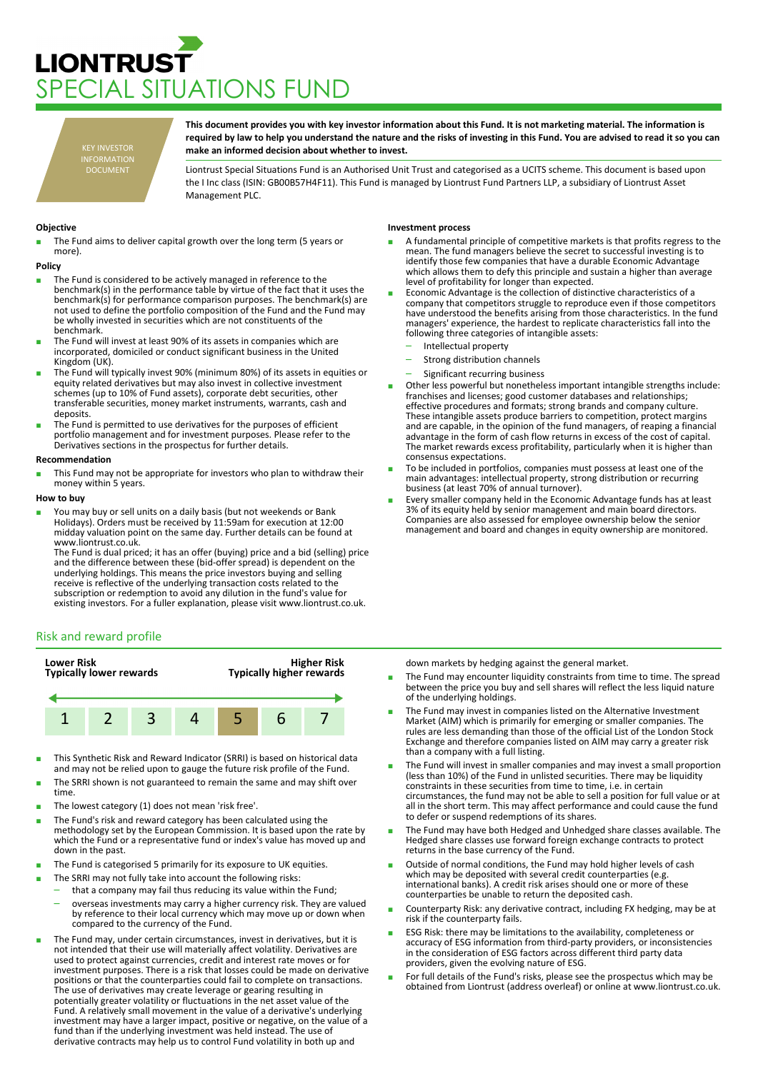# LIONTRUST
# SPECIAL SITUATIONS FUND

KEY INVESTOR INFORMATION DOCUMENT

**This document provides you with key investor information about this Fund. It is not marketing material. The information is required by law to help you understand the nature and the risks of investing in this Fund. You are advised to read it so you can make an informed decision about whether to invest.**

Liontrust Special Situations Fund is an Authorised Unit Trust and categorised as a UCITS scheme. This document is based upon the I Inc class (ISIN: GB00B57H4F11). This Fund is managed by Liontrust Fund Partners LLP, a subsidiary of Liontrust Asset Management PLC.

### Objective

- The Fund aims to deliver capital growth over the long term (5 years or more).

### Policy

- The Fund is considered to be actively managed in reference to the benchmark(s) in the performance table by virtue of the fact that it uses the benchmark(s) for performance comparison purposes. The benchmark(s) are not used to define the portfolio composition of the Fund and the Fund may be wholly invested in securities which are not constituents of the benchmark.
- The Fund will invest at least 90% of its assets in companies which are incorporated, domiciled or conduct significant business in the United Kingdom (UK).
- The Fund will typically invest 90% (minimum 80%) of its assets in equities or equity related derivatives but may also invest in collective investment schemes (up to 10% of Fund assets), corporate debt securities, other transferable securities, money market instruments, warrants, cash and deposits.
- The Fund is permitted to use derivatives for the purposes of efficient portfolio management and for investment purposes. Please refer to the Derivatives sections in the prospectus for further details.

### Recommendation

- This Fund may not be appropriate for investors who plan to withdraw their money within 5 years.

### How to buy

- You may buy or sell units on a daily basis (but not weekends or Bank Holidays). Orders must be received by 11:59am for execution at 12:00 midday valuation point on the same day. Further details can be found at www.liontrust.co.uk.
  The Fund is dual priced; it has an offer (buying) price and a bid (selling) price and the difference between these (bid-offer spread) is dependent on the underlying holdings. This means the price investors buying and selling receive is reflective of the underlying transaction costs related to the subscription or redemption to avoid any dilution in the fund's value for existing investors. For a fuller explanation, please visit www.liontrust.co.uk.

### Investment process

- A fundamental principle of competitive markets is that profits regress to the mean. The fund managers believe the secret to successful investing is to identify those few companies that have a durable Economic Advantage which allows them to defy this principle and sustain a higher than average level of profitability for longer than expected.
- Economic Advantage is the collection of distinctive characteristics of a company that competitors struggle to reproduce even if those competitors have understood the benefits arising from those characteristics. In the fund managers' experience, the hardest to replicate characteristics fall into the following three categories of intangible assets:
  - Intellectual property
  - Strong distribution channels
  - Significant recurring business
- Other less powerful but nonetheless important intangible strengths include: franchises and licenses; good customer databases and relationships; effective procedures and formats; strong brands and company culture. These intangible assets produce barriers to competition, protect margins and are capable, in the opinion of the fund managers, of reaping a financial advantage in the form of cash flow returns in excess of the cost of capital. The market rewards excess profitability, particularly when it is higher than consensus expectations.
- To be included in portfolios, companies must possess at least one of the main advantages: intellectual property, strong distribution or recurring business (at least 70% of annual turnover).
- Every smaller company held in the Economic Advantage funds has at least 3% of its equity held by senior management and main board directors. Companies are also assessed for employee ownership below the senior management and board and changes in equity ownership are monitored.

## Risk and reward profile

| Lower Risk<br>Typically lower rewards | | | | | | Higher Risk<br>Typically higher rewards |
|---|---|---|---|---|---|---|
| 1 | 2 | 3 | 4 | **5** | 6 | 7 |

- This Synthetic Risk and Reward Indicator (SRRI) is based on historical data and may not be relied upon to gauge the future risk profile of the Fund.
- The SRRI shown is not guaranteed to remain the same and may shift over time.
- The lowest category (1) does not mean 'risk free'.
- The Fund's risk and reward category has been calculated using the methodology set by the European Commission. It is based upon the rate by which the Fund or a representative fund or index's value has moved up and down in the past.
- The Fund is categorised 5 primarily for its exposure to UK equities.
- The SRRI may not fully take into account the following risks:
  - that a company may fail thus reducing its value within the Fund;
  - overseas investments may carry a higher currency risk. They are valued by reference to their local currency which may move up or down when compared to the currency of the Fund.
- The Fund may, under certain circumstances, invest in derivatives, but it is not intended that their use will materially affect volatility. Derivatives are used to protect against currencies, credit and interest rate moves or for investment purposes. There is a risk that losses could be made on derivative positions or that the counterparties could fail to complete on transactions. The use of derivatives may create leverage or gearing resulting in potentially greater volatility or fluctuations in the net asset value of the Fund. A relatively small movement in the value of a derivative's underlying investment may have a larger impact, positive or negative, on the value of a fund than if the underlying investment was held instead. The use of derivative contracts may help us to control Fund volatility in both up and down markets by hedging against the general market.
- The Fund may encounter liquidity constraints from time to time. The spread between the price you buy and sell shares will reflect the less liquid nature of the underlying holdings.
- The Fund may invest in companies listed on the Alternative Investment Market (AIM) which is primarily for emerging or smaller companies. The rules are less demanding than those of the official List of the London Stock Exchange and therefore companies listed on AIM may carry a greater risk than a company with a full listing.
- The Fund will invest in smaller companies and may invest a small proportion (less than 10%) of the Fund in unlisted securities. There may be liquidity constraints in these securities from time to time, i.e. in certain circumstances, the fund may not be able to sell a position for full value or at all in the short term. This may affect performance and could cause the fund to defer or suspend redemptions of its shares.
- The Fund may have both Hedged and Unhedged share classes available. The Hedged share classes use forward foreign exchange contracts to protect returns in the base currency of the Fund.
- Outside of normal conditions, the Fund may hold higher levels of cash which may be deposited with several credit counterparties (e.g. international banks). A credit risk arises should one or more of these counterparties be unable to return the deposited cash.
- Counterparty Risk: any derivative contract, including FX hedging, may be at risk if the counterparty fails.
- ESG Risk: there may be limitations to the availability, completeness or accuracy of ESG information from third-party providers, or inconsistencies in the consideration of ESG factors across different third party data providers, given the evolving nature of ESG.
- For full details of the Fund's risks, please see the prospectus which may be obtained from Liontrust (address overleaf) or online at www.liontrust.co.uk.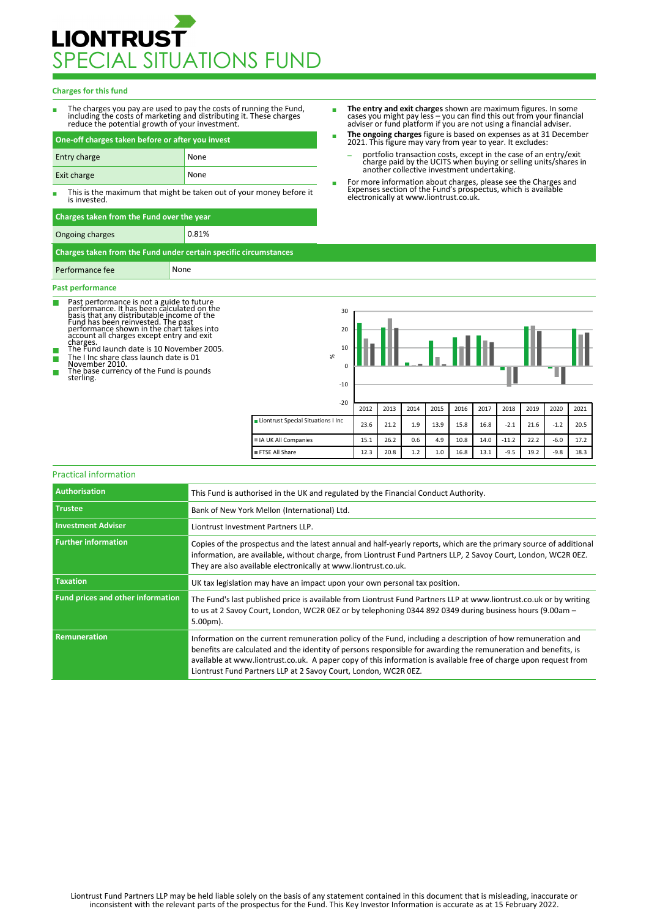## Charges for this fund

- The charges you pay are used to pay the costs of running the Fund, including the costs of marketing and distributing it. These charges reduce the potential growth of your investment.

| One-off charges taken before or after you invest | |
|---|---|
| Entry charge | None |
| Exit charge | None |

- This is the maximum that might be taken out of your money before it is invested.

| Charges taken from the Fund over the year | |
|---|---|
| Ongoing charges | 0.81% |

| Charges taken from the Fund under certain specific circumstances | |
|---|---|
| Performance fee | None |

- **The entry and exit charges** shown are maximum figures. In some cases you might pay less – you can find this out from your financial adviser or fund platform if you are not using a financial adviser.
- **The ongoing charges** figure is based on expenses as at 31 December 2021. This figure may vary from year to year. It excludes:
  - portfolio transaction costs, except in the case of an entry/exit charge paid by the UCITS when buying or selling units/shares in another collective investment undertaking.
- For more information about charges, please see the Charges and Expenses section of the Fund's prospectus, which is available electronically at www.liontrust.co.uk.

## Past performance

- Past performance is not a guide to future performance. It has been calculated on the basis that any distributable income of the Fund has been reinvested. The past performance shown in the chart takes into account all charges except entry and exit charges.
- The Fund launch date is 10 November 2005.
- The I Inc share class launch date is 01 November 2010.
- The base currency of the Fund is pounds sterling.

30
20
10
0
-10
-20
%

| | 2012 | 2013 | 2014 | 2015 | 2016 | 2017 | 2018 | 2019 | 2020 | 2021 |
|---|---|---|---|---|---|---|---|---|---|---|
| Liontrust Special Situations I Inc | 23.6 | 21.2 | 1.9 | 13.9 | 15.8 | 16.8 | -2.1 | 21.6 | -1.2 | 20.5 |
| IA UK All Companies | 15.1 | 26.2 | 0.6 | 4.9 | 10.8 | 14.0 | -11.2 | 22.2 | -6.0 | 17.2 |
| FTSE All Share | 12.3 | 20.8 | 1.2 | 1.0 | 16.8 | 13.1 | -9.5 | 19.2 | -9.8 | 18.3 |

## Practical information

| | |
|---|---|
| **Authorisation** | This Fund is authorised in the UK and regulated by the Financial Conduct Authority. |
| **Trustee** | Bank of New York Mellon (International) Ltd. |
| **Investment Adviser** | Liontrust Investment Partners LLP. |
| **Further information** | Copies of the prospectus and the latest annual and half-yearly reports, which are the primary source of additional information, are available, without charge, from Liontrust Fund Partners LLP, 2 Savoy Court, London, WC2R 0EZ. They are also available electronically at www.liontrust.co.uk. |
| **Taxation** | UK tax legislation may have an impact upon your own personal tax position. |
| **Fund prices and other information** | The Fund's last published price is available from Liontrust Fund Partners LLP at www.liontrust.co.uk or by writing to us at 2 Savoy Court, London, WC2R 0EZ or by telephoning 0344 892 0349 during business hours (9.00am – 5.00pm). |
| **Remuneration** | Information on the current remuneration policy of the Fund, including a description of how remuneration and benefits are calculated and the identity of persons responsible for awarding the remuneration and benefits, is available at www.liontrust.co.uk. A paper copy of this information is available free of charge upon request from Liontrust Fund Partners LLP at 2 Savoy Court, London, WC2R 0EZ. |

Liontrust Fund Partners LLP may be held liable solely on the basis of any statement contained in this document that is misleading, inaccurate or inconsistent with the relevant parts of the prospectus for the Fund. This Key Investor Information is accurate as at 15 February 2022.